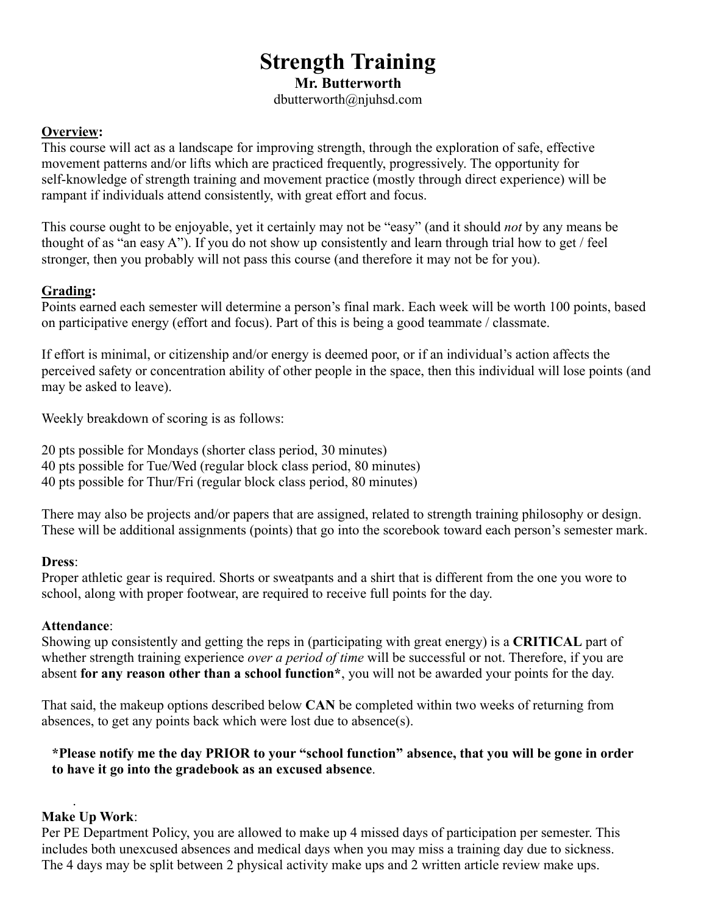# Strength Training

**Mr. Butterworth**

dbutterworth@njuhsd.com

**<u>Overview</u>:**

This course will act as a landscape for improving strength, through the exploration of safe, effective movement patterns and/or lifts which are practiced frequently, progressively. The opportunity for self-knowledge of strength training and movement practice (mostly through direct experience) will be rampant if individuals attend consistently, with great effort and focus.

This course ought to be enjoyable, yet it certainly may not be "easy" (and it should *not* by any means be thought of as "an easy A"). If you do not show up consistently and learn through trial how to get / feel stronger, then you probably will not pass this course (and therefore it may not be for you).

**<u>Grading</u>:**

Points earned each semester will determine a person's final mark. Each week will be worth 100 points, based on participative energy (effort and focus). Part of this is being a good teammate / classmate.

If effort is minimal, or citizenship and/or energy is deemed poor, or if an individual's action affects the perceived safety or concentration ability of other people in the space, then this individual will lose points (and may be asked to leave).

Weekly breakdown of scoring is as follows:

20 pts possible for Mondays (shorter class period, 30 minutes)
40 pts possible for Tue/Wed (regular block class period, 80 minutes)
40 pts possible for Thur/Fri (regular block class period, 80 minutes)

There may also be projects and/or papers that are assigned, related to strength training philosophy or design. These will be additional assignments (points) that go into the scorebook toward each person's semester mark.

**Dress**:

Proper athletic gear is required. Shorts or sweatpants and a shirt that is different from the one you wore to school, along with proper footwear, are required to receive full points for the day.

**Attendance**:

Showing up consistently and getting the reps in (participating with great energy) is a **CRITICAL** part of whether strength training experience *over a period of time* will be successful or not. Therefore, if you are absent **for any reason other than a school function***, you will not be awarded your points for the day.

That said, the makeup options described below **CAN** be completed within two weeks of returning from absences, to get any points back which were lost due to absence(s).

**\*Please notify me the day PRIOR to your "school function" absence, that you will be gone in order to have it go into the gradebook as an excused absence**.

**Make Up Work**:

Per PE Department Policy, you are allowed to make up 4 missed days of participation per semester. This includes both unexcused absences and medical days when you may miss a training day due to sickness. The 4 days may be split between 2 physical activity make ups and 2 written article review make ups.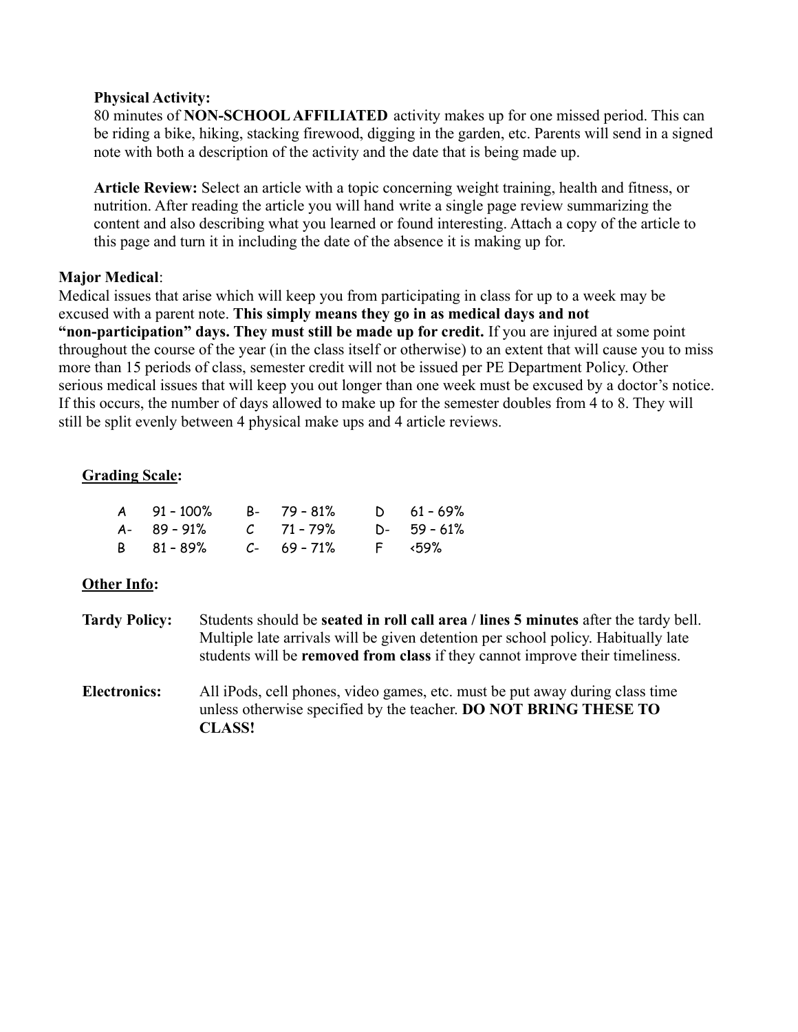**Physical Activity:**
80 minutes of **NON-SCHOOL AFFILIATED** activity makes up for one missed period. This can be riding a bike, hiking, stacking firewood, digging in the garden, etc. Parents will send in a signed note with both a description of the activity and the date that is being made up.

**Article Review:** Select an article with a topic concerning weight training, health and fitness, or nutrition. After reading the article you will hand write a single page review summarizing the content and also describing what you learned or found interesting. Attach a copy of the article to this page and turn it in including the date of the absence it is making up for.

**Major Medical**:
Medical issues that arise which will keep you from participating in class for up to a week may be excused with a parent note. **This simply means they go in as medical days and not "non-participation" days. They must still be made up for credit.** If you are injured at some point throughout the course of the year (in the class itself or otherwise) to an extent that will cause you to miss more than 15 periods of class, semester credit will not be issued per PE Department Policy. Other serious medical issues that will keep you out longer than one week must be excused by a doctor's notice. If this occurs, the number of days allowed to make up for the semester doubles from 4 to 8. They will still be split evenly between 4 physical make ups and 4 article reviews.

## Grading Scale:

| | | | | | |
|---|---|---|---|---|---|
| A | 91 – 100% | B- | 79 – 81% | D | 61 – 69% |
| A- | 89 – 91% | C | 71 – 79% | D- | 59 – 61% |
| B | 81 – 89% | C- | 69 – 71% | F | <59% |

## Other Info:

**Tardy Policy:** Students should be **seated in roll call area / lines 5 minutes** after the tardy bell. Multiple late arrivals will be given detention per school policy. Habitually late students will be **removed from class** if they cannot improve their timeliness.

**Electronics:** All iPods, cell phones, video games, etc. must be put away during class time unless otherwise specified by the teacher. **DO NOT BRING THESE TO CLASS!**